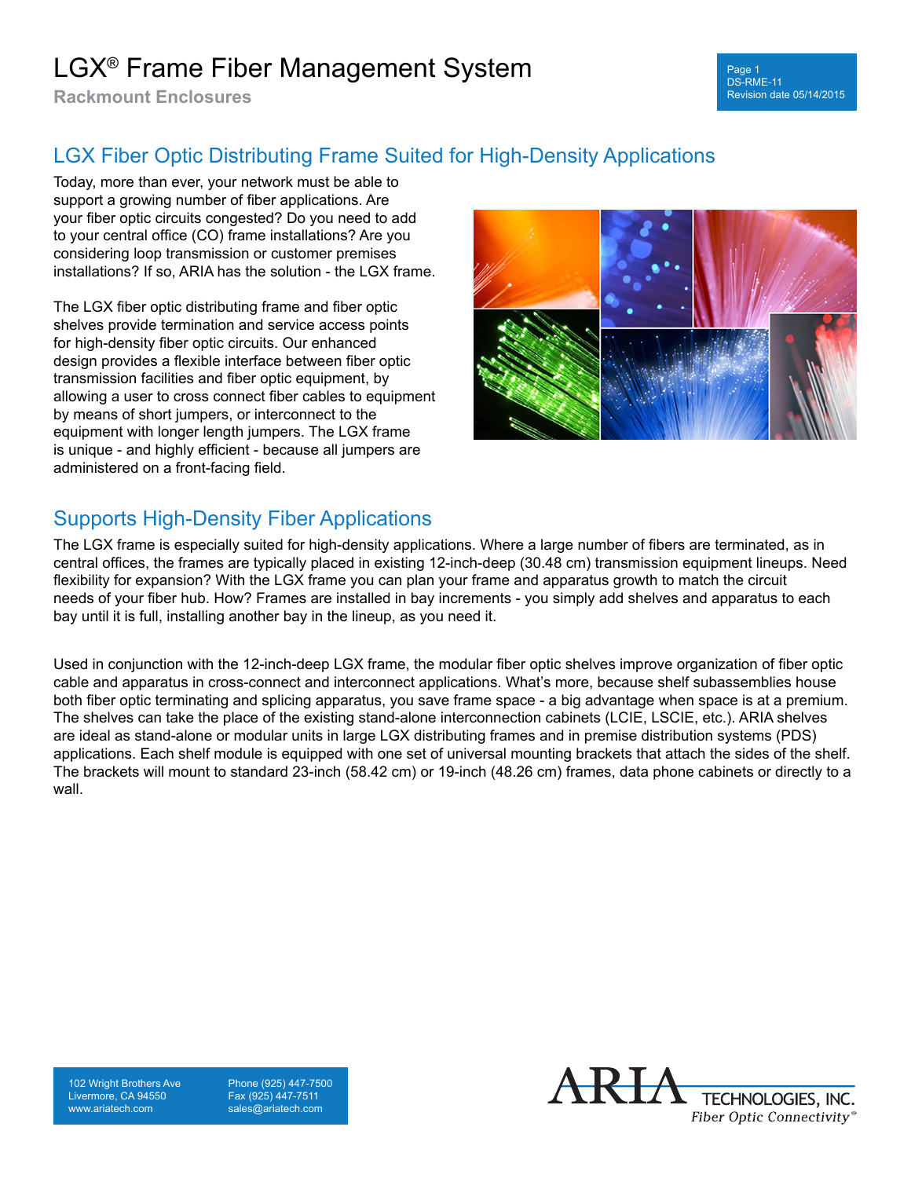# LGX® Frame Fiber Management System

**Rackmount Enclosures**

## LGX Fiber Optic Distributing Frame Suited for High-Density Applications

Today, more than ever, your network must be able to support a growing number of fiber applications. Are your fiber optic circuits congested? Do you need to add to your central office (CO) frame installations? Are you considering loop transmission or customer premises installations? If so, ARIA has the solution - the LGX frame.

The LGX fiber optic distributing frame and fiber optic shelves provide termination and service access points for high-density fiber optic circuits. Our enhanced design provides a flexible interface between fiber optic transmission facilities and fiber optic equipment, by allowing a user to cross connect fiber cables to equipment by means of short jumpers, or interconnect to the equipment with longer length jumpers. The LGX frame is unique - and highly efficient - because all jumpers are administered on a front-facing field.

## Supports High-Density Fiber Applications

The LGX frame is especially suited for high-density applications. Where a large number of fibers are terminated, as in central offices, the frames are typically placed in existing 12-inch-deep (30.48 cm) transmission equipment lineups. Need flexibility for expansion? With the LGX frame you can plan your frame and apparatus growth to match the circuit needs of your fiber hub. How? Frames are installed in bay increments - you simply add shelves and apparatus to each bay until it is full, installing another bay in the lineup, as you need it.

Used in conjunction with the 12-inch-deep LGX frame, the modular fiber optic shelves improve organization of fiber optic cable and apparatus in cross-connect and interconnect applications. What's more, because shelf subassemblies house both fiber optic terminating and splicing apparatus, you save frame space - a big advantage when space is at a premium. The shelves can take the place of the existing stand-alone interconnection cabinets (LCIE, LSCIE, etc.). ARIA shelves are ideal as stand-alone or modular units in large LGX distributing frames and in premise distribution systems (PDS) applications. Each shelf module is equipped with one set of universal mounting brackets that attach the sides of the shelf. The brackets will mount to standard 23-inch (58.42 cm) or 19-inch (48.26 cm) frames, data phone cabinets or directly to a wall.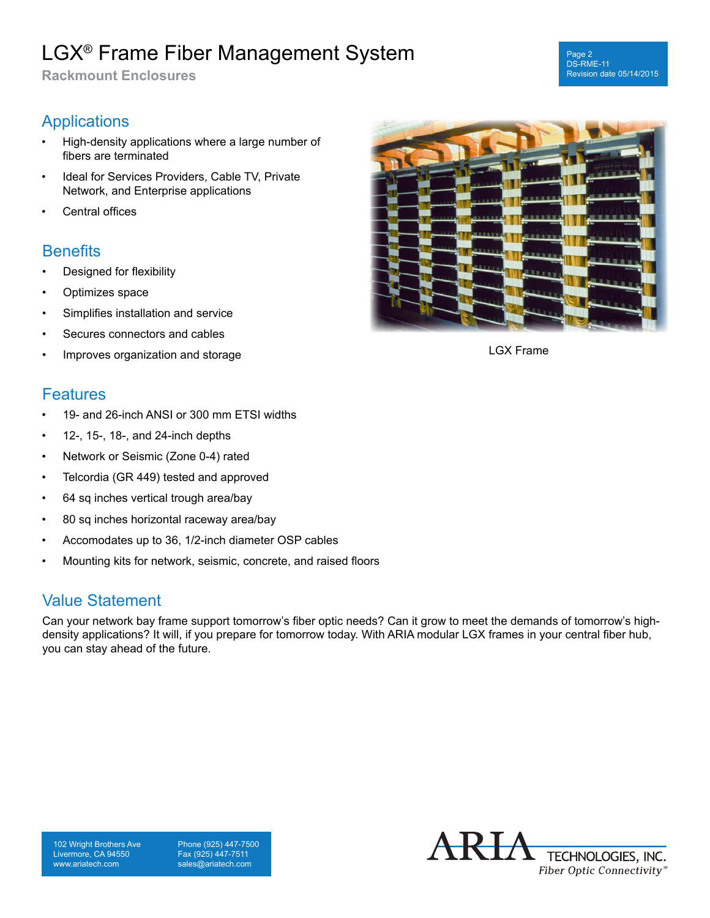# LGX® Frame Fiber Management System

**Rackmount Enclosures**

## Applications

- High-density applications where a large number of fibers are terminated
- Ideal for Services Providers, Cable TV, Private Network, and Enterprise applications
- Central offices

## Benefits

- Designed for flexibility
- Optimizes space
- Simplifies installation and service
- Secures connectors and cables
- Improves organization and storage

LGX Frame

## Features

- 19- and 26-inch ANSI or 300 mm ETSI widths
- 12-, 15-, 18-, and 24-inch depths
- Network or Seismic (Zone 0-4) rated
- Telcordia (GR 449) tested and approved
- 64 sq inches vertical trough area/bay
- 80 sq inches horizontal raceway area/bay
- Accomodates up to 36, 1/2-inch diameter OSP cables
- Mounting kits for network, seismic, concrete, and raised floors

## Value Statement

Can your network bay frame support tomorrow's fiber optic needs? Can it grow to meet the demands of tomorrow's high-density applications? It will, if you prepare for tomorrow today. With ARIA modular LGX frames in your central fiber hub, you can stay ahead of the future.

102 Wright Brothers Ave
Livermore, CA 94550
www.ariatech.com

Phone (925) 447-7500
Fax (925) 447-7511
sales@ariatech.com

ARIA TECHNOLOGIES, INC.
*Fiber Optic Connectivity®*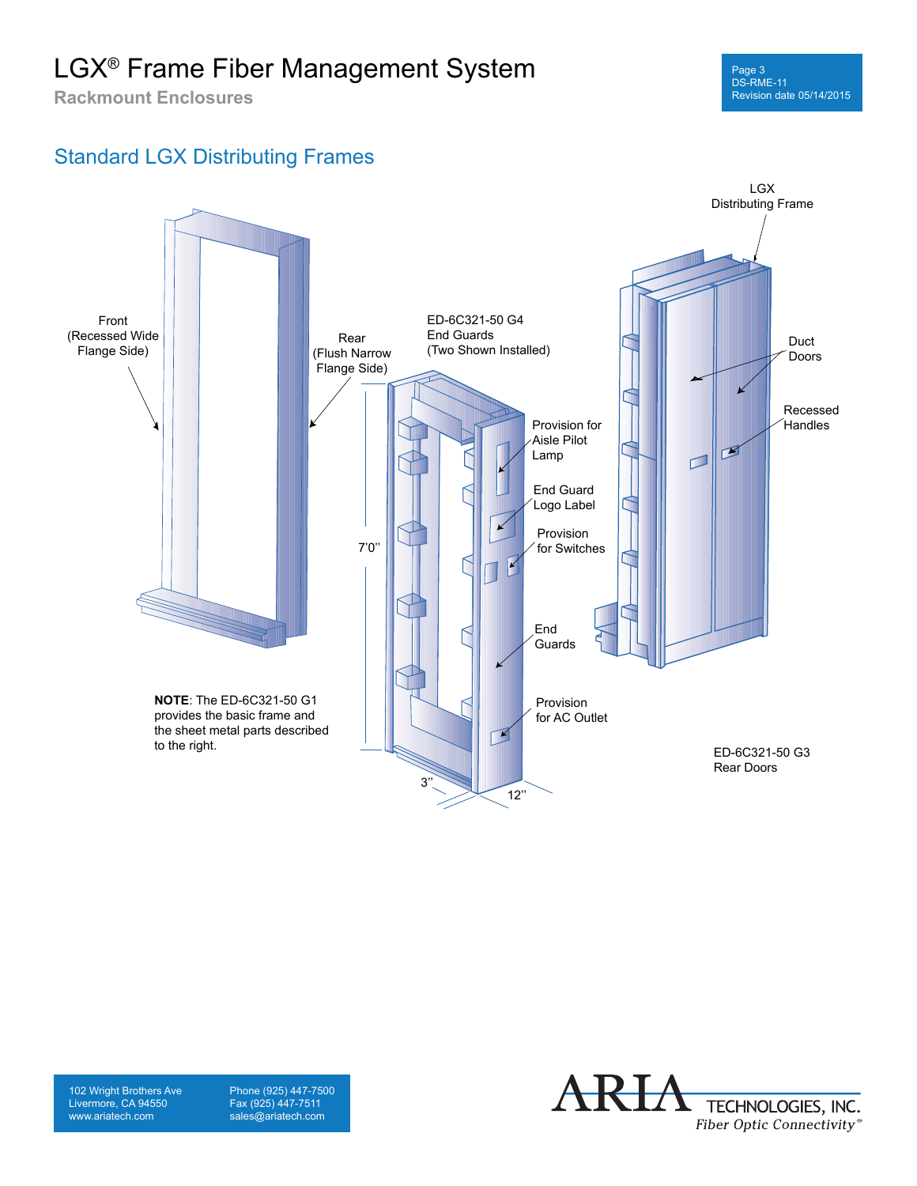# LGX® Frame Fiber Management System

**Rackmount Enclosures**

## Standard LGX Distributing Frames

Front
(Recessed Wide
Flange Side)

Rear
(Flush Narrow
Flange Side)

ED-6C321-50 G4
End Guards
(Two Shown Installed)

7'0"

3"

12"

Provision for
Aisle Pilot
Lamp

End Guard
Logo Label

Provision
for Switches

End
Guards

Provision
for AC Outlet

LGX
Distributing Frame

Duct
Doors

Recessed
Handles

ED-6C321-50 G3
Rear Doors

**NOTE**: The ED-6C321-50 G1 provides the basic frame and the sheet metal parts described to the right.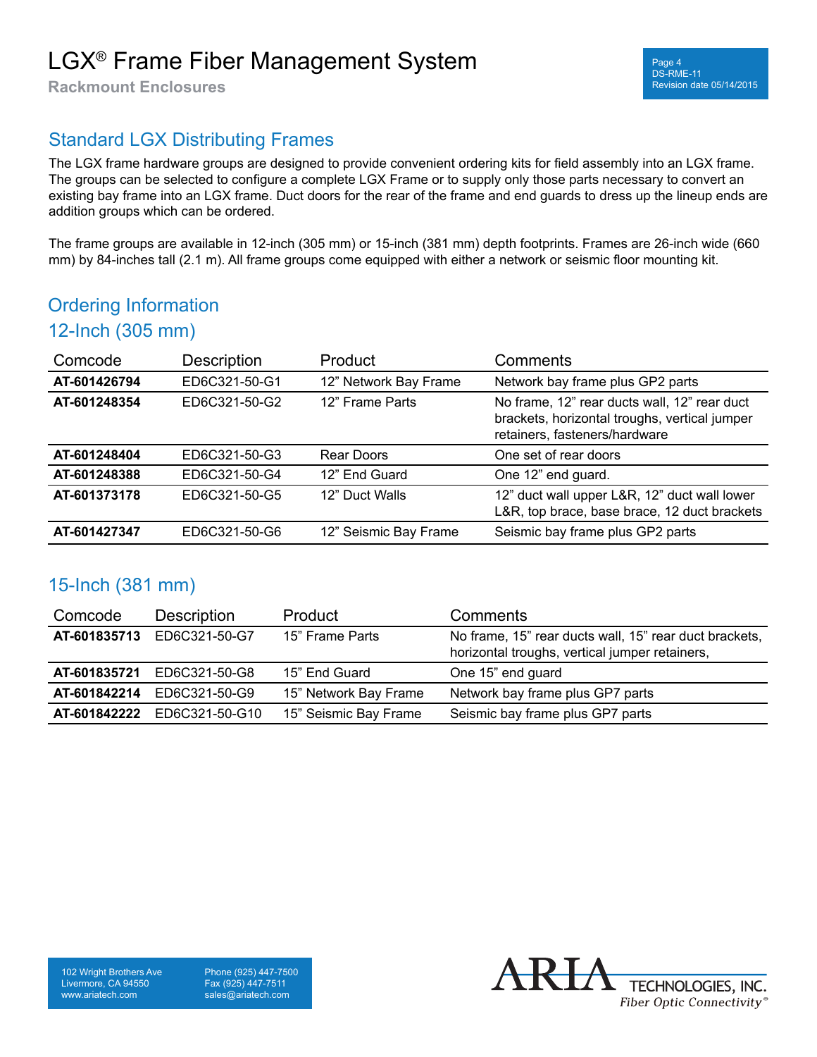# LGX® Frame Fiber Management System

**Rackmount Enclosures**

## Standard LGX Distributing Frames

The LGX frame hardware groups are designed to provide convenient ordering kits for field assembly into an LGX frame. The groups can be selected to configure a complete LGX Frame or to supply only those parts necessary to convert an existing bay frame into an LGX frame. Duct doors for the rear of the frame and end guards to dress up the lineup ends are addition groups which can be ordered.

The frame groups are available in 12-inch (305 mm) or 15-inch (381 mm) depth footprints. Frames are 26-inch wide (660 mm) by 84-inches tall (2.1 m). All frame groups come equipped with either a network or seismic floor mounting kit.

## Ordering Information

### 12-Inch (305 mm)

| Comcode | Description | Product | Comments |
|---|---|---|---|
| **AT-601426794** | ED6C321-50-G1 | 12" Network Bay Frame | Network bay frame plus GP2 parts |
| **AT-601248354** | ED6C321-50-G2 | 12" Frame Parts | No frame, 12" rear ducts wall, 12" rear duct brackets, horizontal troughs, vertical jumper retainers, fasteners/hardware |
| **AT-601248404** | ED6C321-50-G3 | Rear Doors | One set of rear doors |
| **AT-601248388** | ED6C321-50-G4 | 12" End Guard | One 12" end guard. |
| **AT-601373178** | ED6C321-50-G5 | 12" Duct Walls | 12" duct wall upper L&R, 12" duct wall lower L&R, top brace, base brace, 12 duct brackets |
| **AT-601427347** | ED6C321-50-G6 | 12" Seismic Bay Frame | Seismic bay frame plus GP2 parts |

### 15-Inch (381 mm)

| Comcode | Description | Product | Comments |
|---|---|---|---|
| **AT-601835713** | ED6C321-50-G7 | 15" Frame Parts | No frame, 15" rear ducts wall, 15" rear duct brackets, horizontal troughs, vertical jumper retainers, |
| **AT-601835721** | ED6C321-50-G8 | 15" End Guard | One 15" end guard |
| **AT-601842214** | ED6C321-50-G9 | 15" Network Bay Frame | Network bay frame plus GP7 parts |
| **AT-601842222** | ED6C321-50-G10 | 15" Seismic Bay Frame | Seismic bay frame plus GP7 parts |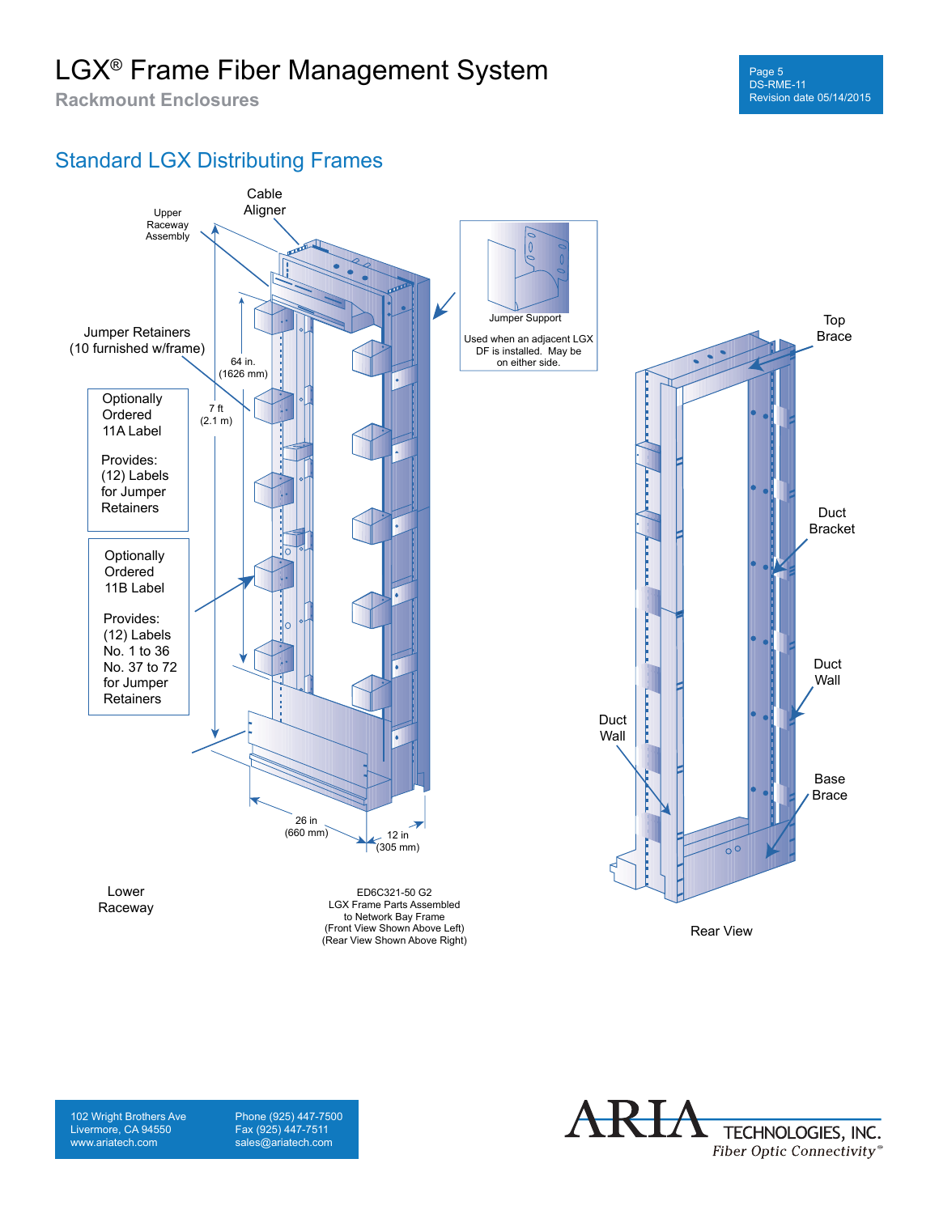# LGX® Frame Fiber Management System

**Rackmount Enclosures**

## Standard LGX Distributing Frames

Upper Raceway Assembly

Cable Aligner

Jumper Retainers (10 furnished w/frame)

64 in. (1626 mm)

7 ft (2.1 m)

Optionally Ordered 11A Label

Provides: (12) Labels for Jumper Retainers

Optionally Ordered 11B Label

Provides: (12) Labels No. 1 to 36 No. 37 to 72 for Jumper Retainers

26 in (660 mm)

12 in (305 mm)

Lower Raceway

Jumper Support

Used when an adjacent LGX DF is installed. May be on either side.

Top Brace

Duct Bracket

Duct Wall

Duct Wall

Base Brace

Rear View

ED6C321-50 G2
LGX Frame Parts Assembled
to Network Bay Frame
(Front View Shown Above Left)
(Rear View Shown Above Right)

102 Wright Brothers Ave
Livermore, CA 94550
www.ariatech.com

Phone (925) 447-7500
Fax (925) 447-7511
sales@ariatech.com

ARIA TECHNOLOGIES, INC.
*Fiber Optic Connectivity*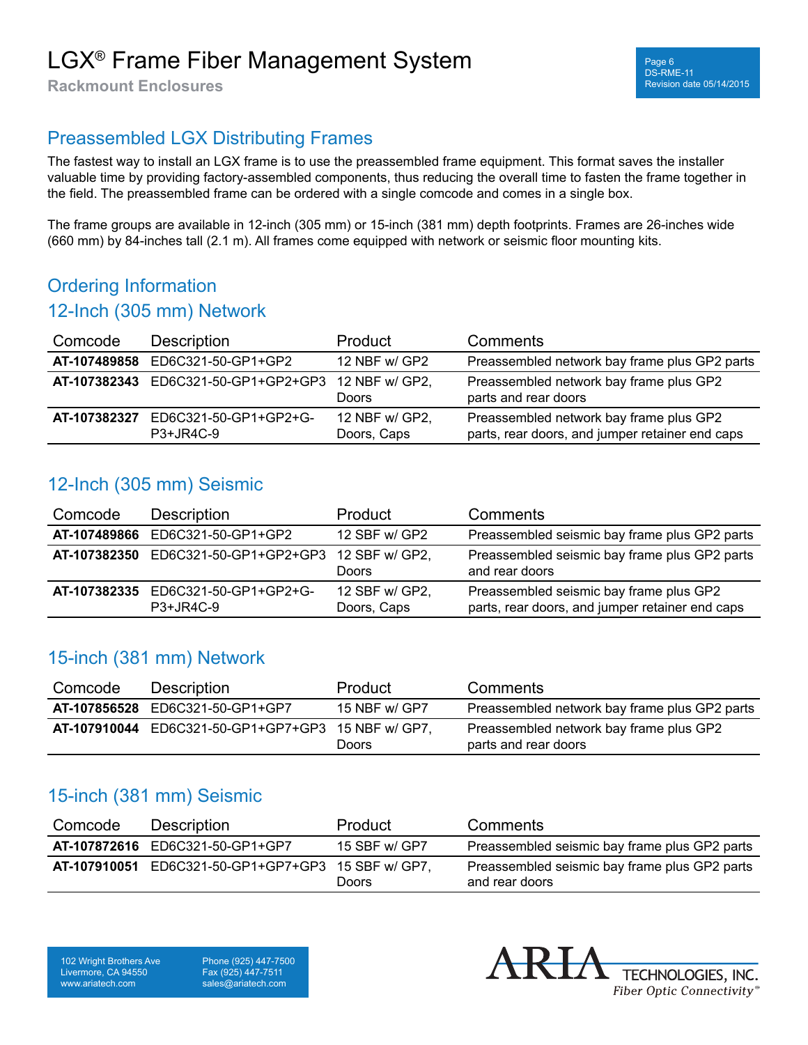## Preassembled LGX Distributing Frames

The fastest way to install an LGX frame is to use the preassembled frame equipment. This format saves the installer valuable time by providing factory-assembled components, thus reducing the overall time to fasten the frame together in the field. The preassembled frame can be ordered with a single comcode and comes in a single box.

The frame groups are available in 12-inch (305 mm) or 15-inch (381 mm) depth footprints. Frames are 26-inches wide (660 mm) by 84-inches tall (2.1 m). All frames come equipped with network or seismic floor mounting kits.

## Ordering Information

### 12-Inch (305 mm) Network

| Comcode | Description | Product | Comments |
|---|---|---|---|
| **AT-107489858** | ED6C321-50-GP1+GP2 | 12 NBF w/ GP2 | Preassembled network bay frame plus GP2 parts |
| **AT-107382343** | ED6C321-50-GP1+GP2+GP3 | 12 NBF w/ GP2, Doors | Preassembled network bay frame plus GP2 parts and rear doors |
| **AT-107382327** | ED6C321-50-GP1+GP2+G-P3+JR4C-9 | 12 NBF w/ GP2, Doors, Caps | Preassembled network bay frame plus GP2 parts, rear doors, and jumper retainer end caps |

### 12-Inch (305 mm) Seismic

| Comcode | Description | Product | Comments |
|---|---|---|---|
| **AT-107489866** | ED6C321-50-GP1+GP2 | 12 SBF w/ GP2 | Preassembled seismic bay frame plus GP2 parts |
| **AT-107382350** | ED6C321-50-GP1+GP2+GP3 | 12 SBF w/ GP2, Doors | Preassembled seismic bay frame plus GP2 parts and rear doors |
| **AT-107382335** | ED6C321-50-GP1+GP2+G-P3+JR4C-9 | 12 SBF w/ GP2, Doors, Caps | Preassembled seismic bay frame plus GP2 parts, rear doors, and jumper retainer end caps |

### 15-inch (381 mm) Network

| Comcode | Description | Product | Comments |
|---|---|---|---|
| **AT-107856528** | ED6C321-50-GP1+GP7 | 15 NBF w/ GP7 | Preassembled network bay frame plus GP2 parts |
| **AT-107910044** | ED6C321-50-GP1+GP7+GP3 | 15 NBF w/ GP7, Doors | Preassembled network bay frame plus GP2 parts and rear doors |

### 15-inch (381 mm) Seismic

| Comcode | Description | Product | Comments |
|---|---|---|---|
| **AT-107872616** | ED6C321-50-GP1+GP7 | 15 SBF w/ GP7 | Preassembled seismic bay frame plus GP2 parts |
| **AT-107910051** | ED6C321-50-GP1+GP7+GP3 | 15 SBF w/ GP7, Doors | Preassembled seismic bay frame plus GP2 parts and rear doors |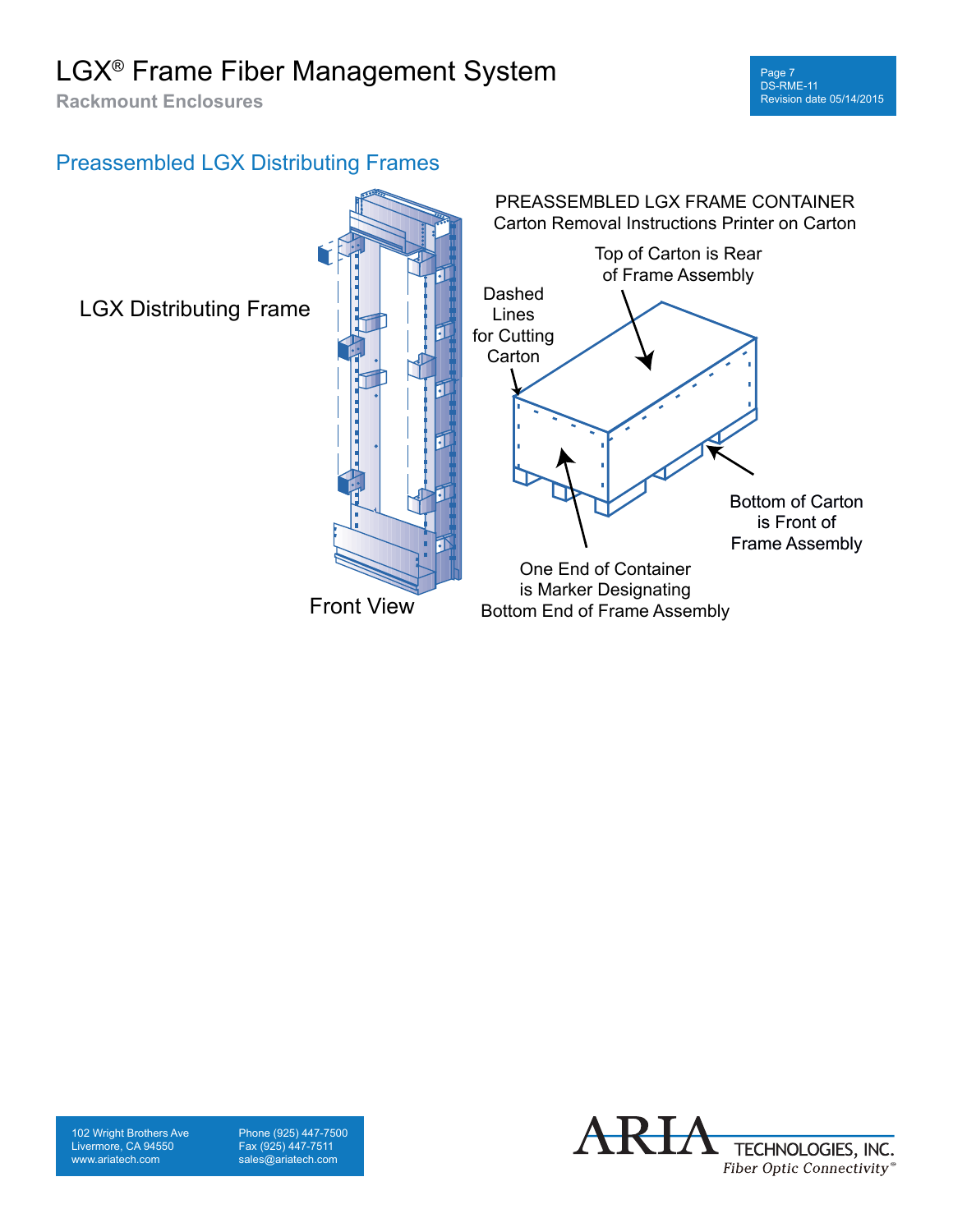## Preassembled LGX Distributing Frames

LGX Distributing Frame

Front View

PREASSEMBLED LGX FRAME CONTAINER
Carton Removal Instructions Printer on Carton

Top of Carton is Rear of Frame Assembly

Dashed Lines for Cutting Carton

Bottom of Carton is Front of Frame Assembly

One End of Container is Marker Designating Bottom End of Frame Assembly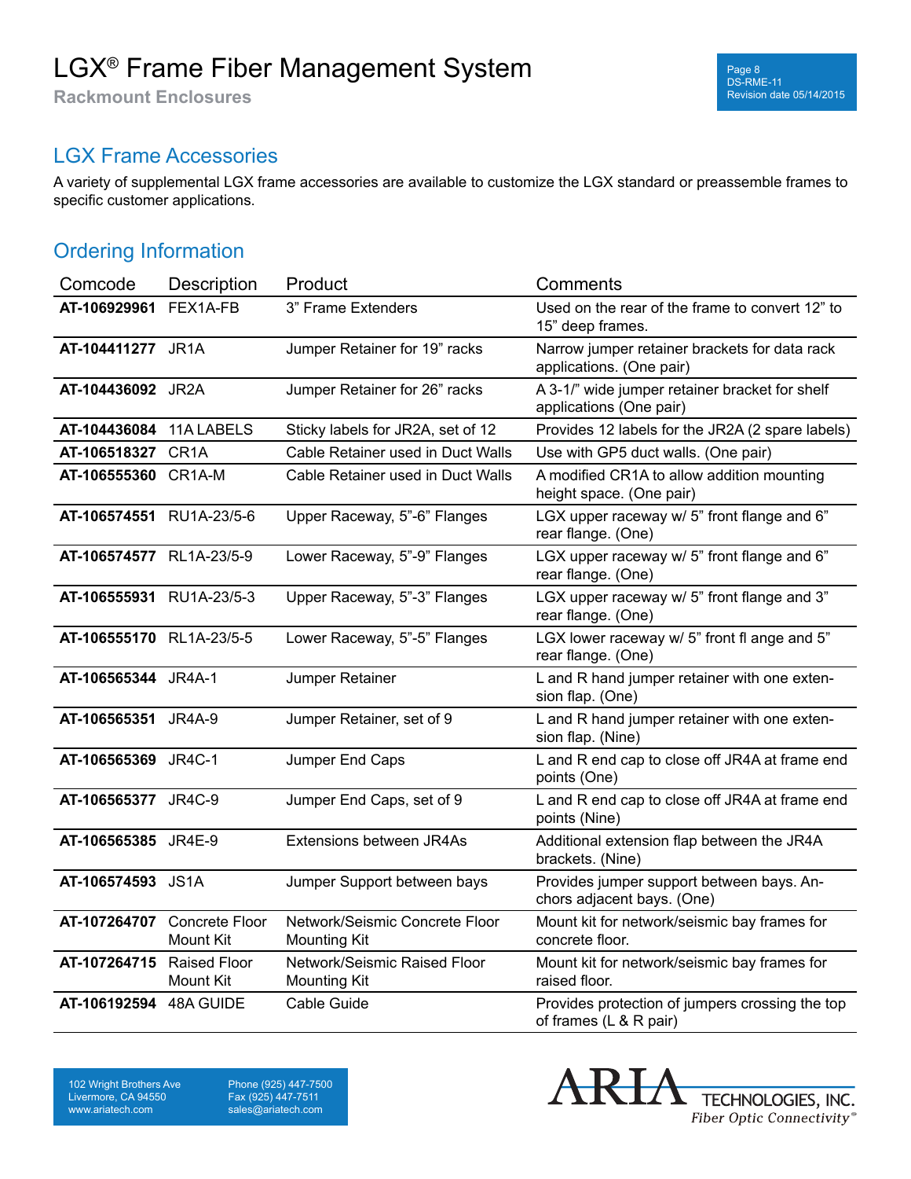# LGX® Frame Fiber Management System

**Rackmount Enclosures**

## LGX Frame Accessories

A variety of supplemental LGX frame accessories are available to customize the LGX standard or preassemble frames to specific customer applications.

## Ordering Information

| Comcode | Description | Product | Comments |
|---|---|---|---|
| **AT-106929961** | FEX1A-FB | 3” Frame Extenders | Used on the rear of the frame to convert 12” to 15” deep frames. |
| **AT-104411277** | JR1A | Jumper Retainer for 19” racks | Narrow jumper retainer brackets for data rack applications. (One pair) |
| **AT-104436092** | JR2A | Jumper Retainer for 26” racks | A 3-1/” wide jumper retainer bracket for shelf applications (One pair) |
| **AT-104436084** | 11A LABELS | Sticky labels for JR2A, set of 12 | Provides 12 labels for the JR2A (2 spare labels) |
| **AT-106518327** | CR1A | Cable Retainer used in Duct Walls | Use with GP5 duct walls. (One pair) |
| **AT-106555360** | CR1A-M | Cable Retainer used in Duct Walls | A modified CR1A to allow addition mounting height space. (One pair) |
| **AT-106574551** | RU1A-23/5-6 | Upper Raceway, 5”-6” Flanges | LGX upper raceway w/ 5” front flange and 6” rear flange. (One) |
| **AT-106574577** | RL1A-23/5-9 | Lower Raceway, 5”-9” Flanges | LGX upper raceway w/ 5” front flange and 6” rear flange. (One) |
| **AT-106555931** | RU1A-23/5-3 | Upper Raceway, 5”-3” Flanges | LGX upper raceway w/ 5” front flange and 3” rear flange. (One) |
| **AT-106555170** | RL1A-23/5-5 | Lower Raceway, 5”-5” Flanges | LGX lower raceway w/ 5” front fl ange and 5” rear flange. (One) |
| **AT-106565344** | JR4A-1 | Jumper Retainer | L and R hand jumper retainer with one extension flap. (One) |
| **AT-106565351** | JR4A-9 | Jumper Retainer, set of 9 | L and R hand jumper retainer with one extension flap. (Nine) |
| **AT-106565369** | JR4C-1 | Jumper End Caps | L and R end cap to close off JR4A at frame end points (One) |
| **AT-106565377** | JR4C-9 | Jumper End Caps, set of 9 | L and R end cap to close off JR4A at frame end points (Nine) |
| **AT-106565385** | JR4E-9 | Extensions between JR4As | Additional extension flap between the JR4A brackets. (Nine) |
| **AT-106574593** | JS1A | Jumper Support between bays | Provides jumper support between bays. Anchors adjacent bays. (One) |
| **AT-107264707** | Concrete Floor Mount Kit | Network/Seismic Concrete Floor Mounting Kit | Mount kit for network/seismic bay frames for concrete floor. |
| **AT-107264715** | Raised Floor Mount Kit | Network/Seismic Raised Floor Mounting Kit | Mount kit for network/seismic bay frames for raised floor. |
| **AT-106192594** | 48A GUIDE | Cable Guide | Provides protection of jumpers crossing the top of frames (L & R pair) |

102 Wright Brothers Ave
Livermore, CA 94550
www.ariatech.com

Phone (925) 447-7500
Fax (925) 447-7511
sales@ariatech.com

ARIA TECHNOLOGIES, INC.
*Fiber Optic Connectivity*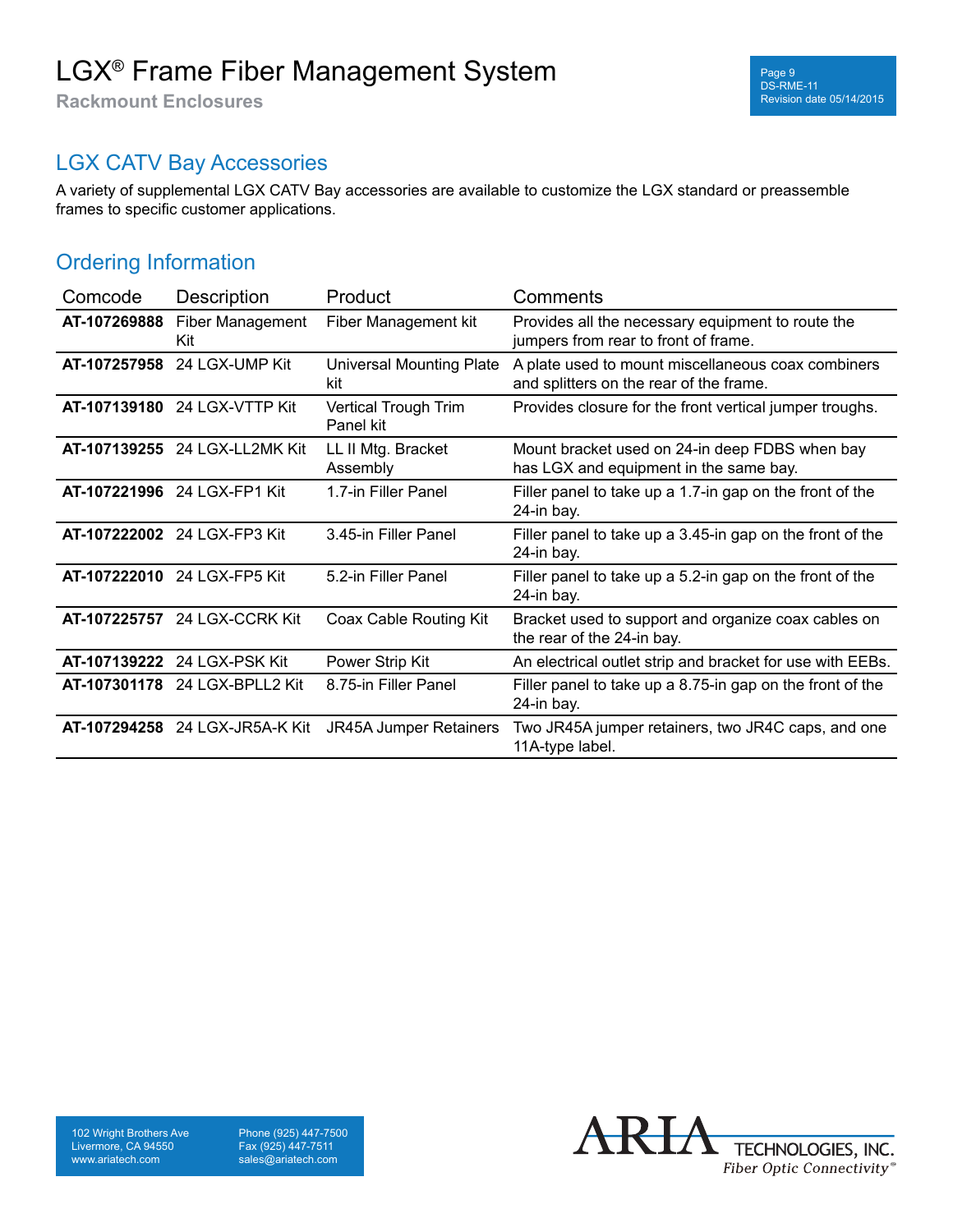# LGX® Frame Fiber Management System

**Rackmount Enclosures**

## LGX CATV Bay Accessories

A variety of supplemental LGX CATV Bay accessories are available to customize the LGX standard or preassemble frames to specific customer applications.

## Ordering Information

| Comcode | Description | Product | Comments |
|---|---|---|---|
| **AT-107269888** | Fiber Management Kit | Fiber Management kit | Provides all the necessary equipment to route the jumpers from rear to front of frame. |
| **AT-107257958** | 24 LGX-UMP Kit | Universal Mounting Plate kit | A plate used to mount miscellaneous coax combiners and splitters on the rear of the frame. |
| **AT-107139180** | 24 LGX-VTTP Kit | Vertical Trough Trim Panel kit | Provides closure for the front vertical jumper troughs. |
| **AT-107139255** | 24 LGX-LL2MK Kit | LL II Mtg. Bracket Assembly | Mount bracket used on 24-in deep FDBS when bay has LGX and equipment in the same bay. |
| **AT-107221996** | 24 LGX-FP1 Kit | 1.7-in Filler Panel | Filler panel to take up a 1.7-in gap on the front of the 24-in bay. |
| **AT-107222002** | 24 LGX-FP3 Kit | 3.45-in Filler Panel | Filler panel to take up a 3.45-in gap on the front of the 24-in bay. |
| **AT-107222010** | 24 LGX-FP5 Kit | 5.2-in Filler Panel | Filler panel to take up a 5.2-in gap on the front of the 24-in bay. |
| **AT-107225757** | 24 LGX-CCRK Kit | Coax Cable Routing Kit | Bracket used to support and organize coax cables on the rear of the 24-in bay. |
| **AT-107139222** | 24 LGX-PSK Kit | Power Strip Kit | An electrical outlet strip and bracket for use with EEBs. |
| **AT-107301178** | 24 LGX-BPLL2 Kit | 8.75-in Filler Panel | Filler panel to take up a 8.75-in gap on the front of the 24-in bay. |
| **AT-107294258** | 24 LGX-JR5A-K Kit | JR45A Jumper Retainers | Two JR45A jumper retainers, two JR4C caps, and one 11A-type label. |

102 Wright Brothers Ave
Livermore, CA 94550
www.ariatech.com

Phone (925) 447-7500
Fax (925) 447-7511
sales@ariatech.com

ARIA TECHNOLOGIES, INC.
*Fiber Optic Connectivity*